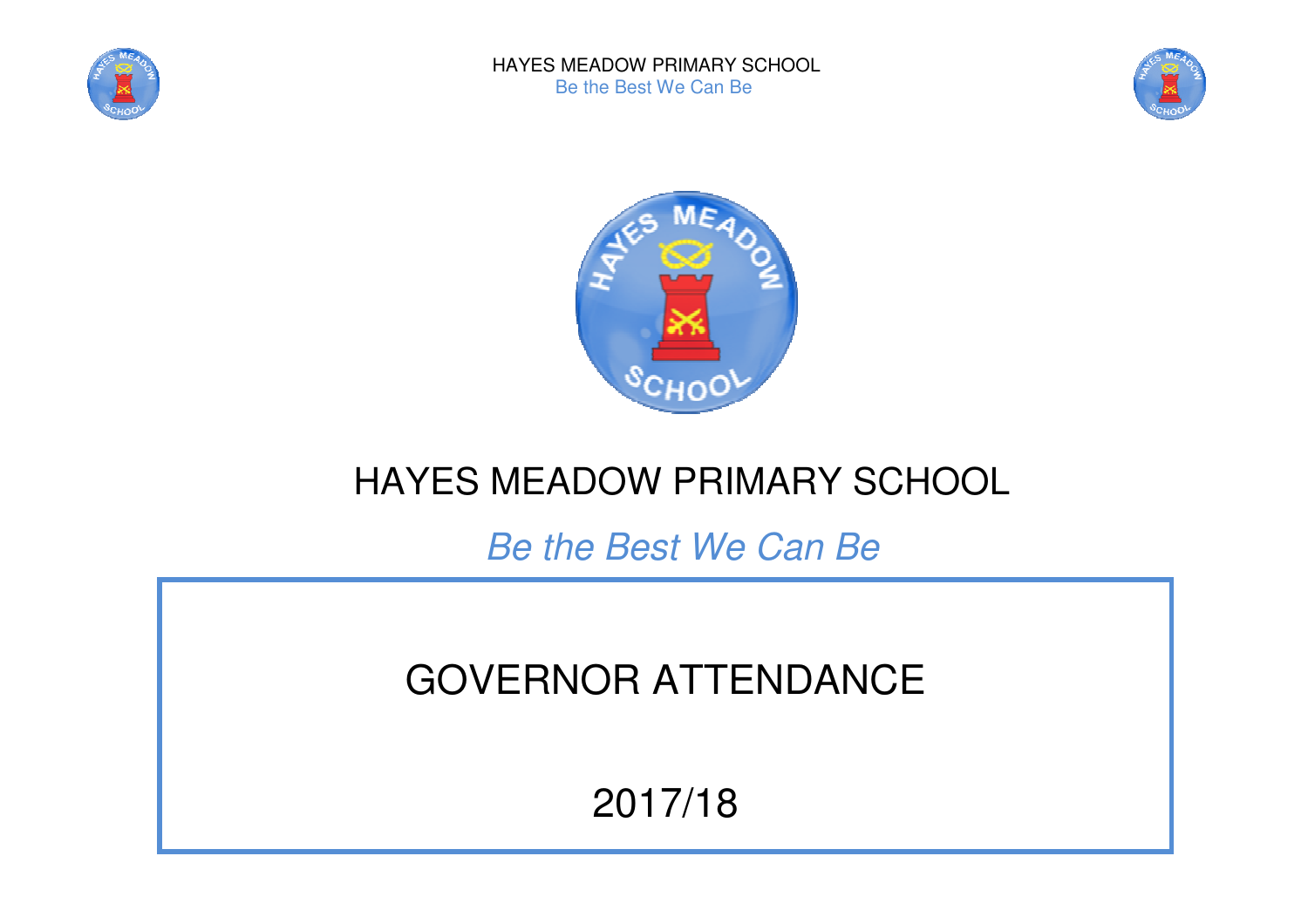# HAYES MEADOW PRIMARY SCHOOL

*Be the Best We Can Be*

## GOVERNOR ATTENDANCE

## 2017/18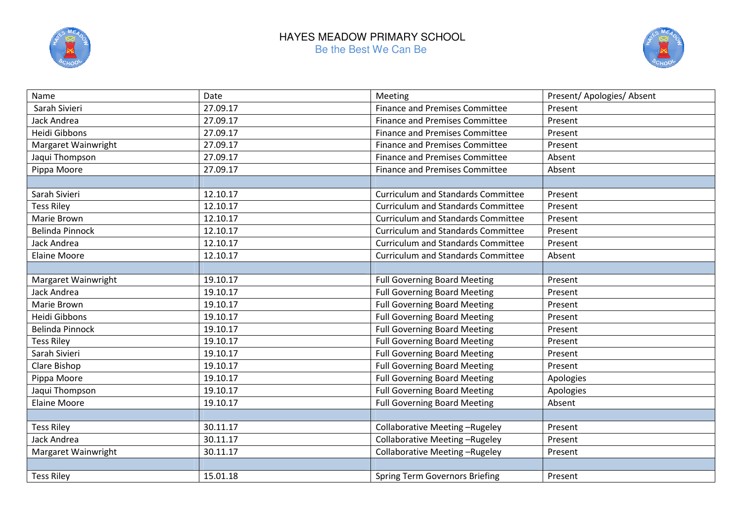# HAYES MEADOW PRIMARY SCHOOL

Be the Best We Can Be

| Name | Date | Meeting | Present/ Apologies/ Absent |
|---|---|---|---|
| Sarah Sivieri | 27.09.17 | Finance and Premises Committee | Present |
| Jack Andrea | 27.09.17 | Finance and Premises Committee | Present |
| Heidi Gibbons | 27.09.17 | Finance and Premises Committee | Present |
| Margaret Wainwright | 27.09.17 | Finance and Premises Committee | Present |
| Jaqui Thompson | 27.09.17 | Finance and Premises Committee | Absent |
| Pippa Moore | 27.09.17 | Finance and Premises Committee | Absent |
| | | | |
| Sarah Sivieri | 12.10.17 | Curriculum and Standards Committee | Present |
| Tess Riley | 12.10.17 | Curriculum and Standards Committee | Present |
| Marie Brown | 12.10.17 | Curriculum and Standards Committee | Present |
| Belinda Pinnock | 12.10.17 | Curriculum and Standards Committee | Present |
| Jack Andrea | 12.10.17 | Curriculum and Standards Committee | Present |
| Elaine Moore | 12.10.17 | Curriculum and Standards Committee | Absent |
| | | | |
| Margaret Wainwright | 19.10.17 | Full Governing Board Meeting | Present |
| Jack Andrea | 19.10.17 | Full Governing Board Meeting | Present |
| Marie Brown | 19.10.17 | Full Governing Board Meeting | Present |
| Heidi Gibbons | 19.10.17 | Full Governing Board Meeting | Present |
| Belinda Pinnock | 19.10.17 | Full Governing Board Meeting | Present |
| Tess Riley | 19.10.17 | Full Governing Board Meeting | Present |
| Sarah Sivieri | 19.10.17 | Full Governing Board Meeting | Present |
| Clare Bishop | 19.10.17 | Full Governing Board Meeting | Present |
| Pippa Moore | 19.10.17 | Full Governing Board Meeting | Apologies |
| Jaqui Thompson | 19.10.17 | Full Governing Board Meeting | Apologies |
| Elaine Moore | 19.10.17 | Full Governing Board Meeting | Absent |
| | | | |
| Tess Riley | 30.11.17 | Collaborative Meeting –Rugeley | Present |
| Jack Andrea | 30.11.17 | Collaborative Meeting –Rugeley | Present |
| Margaret Wainwright | 30.11.17 | Collaborative Meeting –Rugeley | Present |
| | | | |
| Tess Riley | 15.01.18 | Spring Term Governors Briefing | Present |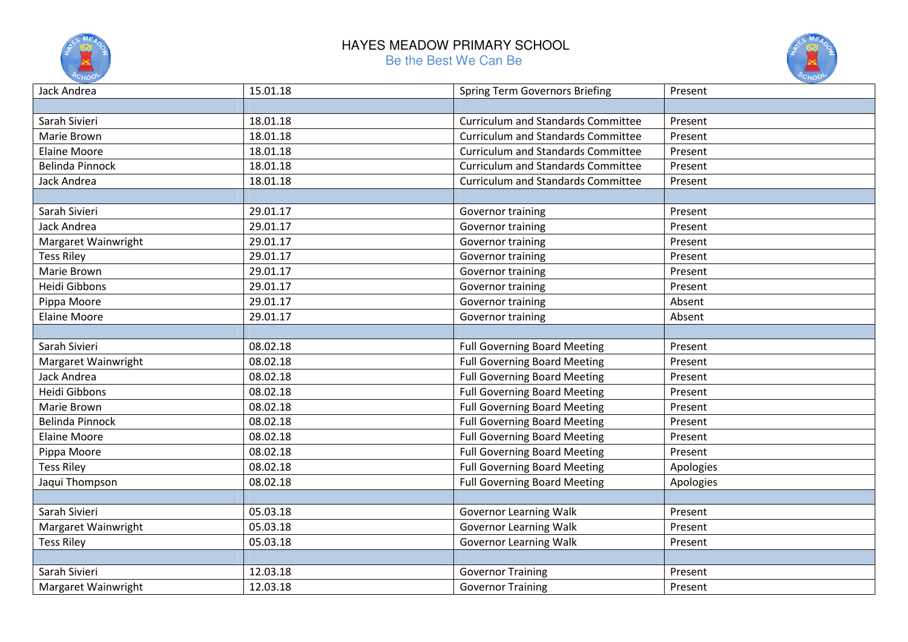| Jack Andrea | 15.01.18 | Spring Term Governors Briefing | Present |
|---|---|---|---|
| | | | |
| Sarah Sivieri | 18.01.18 | Curriculum and Standards Committee | Present |
| Marie Brown | 18.01.18 | Curriculum and Standards Committee | Present |
| Elaine Moore | 18.01.18 | Curriculum and Standards Committee | Present |
| Belinda Pinnock | 18.01.18 | Curriculum and Standards Committee | Present |
| Jack Andrea | 18.01.18 | Curriculum and Standards Committee | Present |
| | | | |
| Sarah Sivieri | 29.01.17 | Governor training | Present |
| Jack Andrea | 29.01.17 | Governor training | Present |
| Margaret Wainwright | 29.01.17 | Governor training | Present |
| Tess Riley | 29.01.17 | Governor training | Present |
| Marie Brown | 29.01.17 | Governor training | Present |
| Heidi Gibbons | 29.01.17 | Governor training | Present |
| Pippa Moore | 29.01.17 | Governor training | Absent |
| Elaine Moore | 29.01.17 | Governor training | Absent |
| | | | |
| Sarah Sivieri | 08.02.18 | Full Governing Board Meeting | Present |
| Margaret Wainwright | 08.02.18 | Full Governing Board Meeting | Present |
| Jack Andrea | 08.02.18 | Full Governing Board Meeting | Present |
| Heidi Gibbons | 08.02.18 | Full Governing Board Meeting | Present |
| Marie Brown | 08.02.18 | Full Governing Board Meeting | Present |
| Belinda Pinnock | 08.02.18 | Full Governing Board Meeting | Present |
| Elaine Moore | 08.02.18 | Full Governing Board Meeting | Present |
| Pippa Moore | 08.02.18 | Full Governing Board Meeting | Present |
| Tess Riley | 08.02.18 | Full Governing Board Meeting | Apologies |
| Jaqui Thompson | 08.02.18 | Full Governing Board Meeting | Apologies |
| | | | |
| Sarah Sivieri | 05.03.18 | Governor Learning Walk | Present |
| Margaret Wainwright | 05.03.18 | Governor Learning Walk | Present |
| Tess Riley | 05.03.18 | Governor Learning Walk | Present |
| | | | |
| Sarah Sivieri | 12.03.18 | Governor Training | Present |
| Margaret Wainwright | 12.03.18 | Governor Training | Present |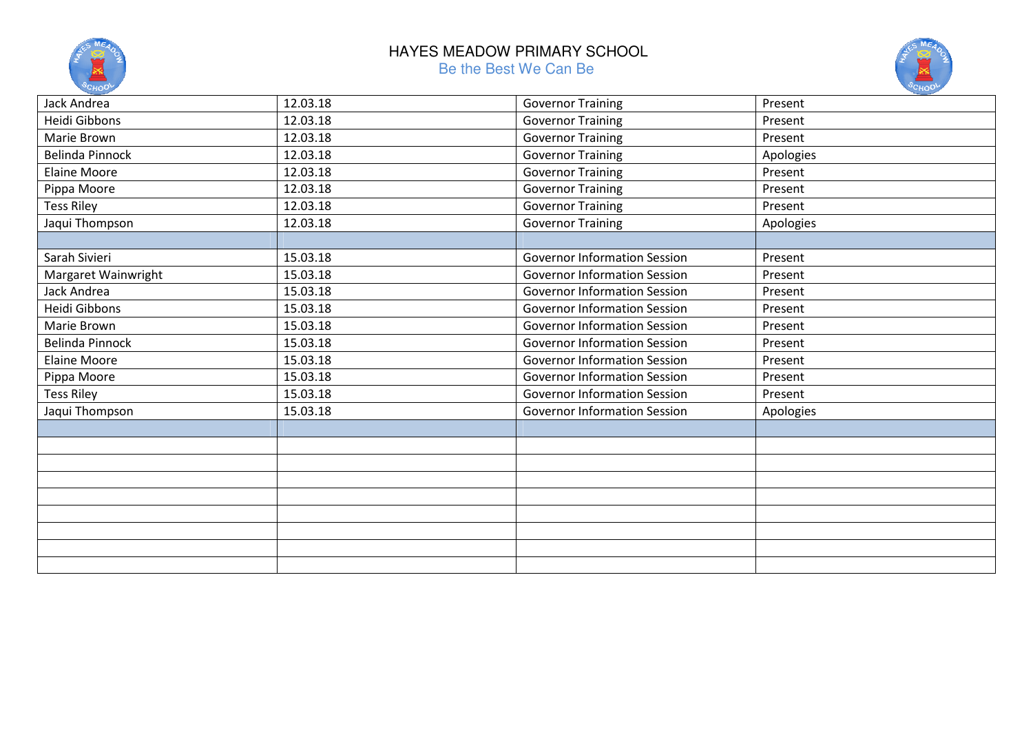# HAYES MEADOW PRIMARY SCHOOL

Be the Best We Can Be

| | | | |
|---|---|---|---|
| Jack Andrea | 12.03.18 | Governor Training | Present |
| Heidi Gibbons | 12.03.18 | Governor Training | Present |
| Marie Brown | 12.03.18 | Governor Training | Present |
| Belinda Pinnock | 12.03.18 | Governor Training | Apologies |
| Elaine Moore | 12.03.18 | Governor Training | Present |
| Pippa Moore | 12.03.18 | Governor Training | Present |
| Tess Riley | 12.03.18 | Governor Training | Present |
| Jaqui Thompson | 12.03.18 | Governor Training | Apologies |
| | | | |
| Sarah Sivieri | 15.03.18 | Governor Information Session | Present |
| Margaret Wainwright | 15.03.18 | Governor Information Session | Present |
| Jack Andrea | 15.03.18 | Governor Information Session | Present |
| Heidi Gibbons | 15.03.18 | Governor Information Session | Present |
| Marie Brown | 15.03.18 | Governor Information Session | Present |
| Belinda Pinnock | 15.03.18 | Governor Information Session | Present |
| Elaine Moore | 15.03.18 | Governor Information Session | Present |
| Pippa Moore | 15.03.18 | Governor Information Session | Present |
| Tess Riley | 15.03.18 | Governor Information Session | Present |
| Jaqui Thompson | 15.03.18 | Governor Information Session | Apologies |
| | | | |
| | | | |
| | | | |
| | | | |
| | | | |
| | | | |
| | | | |
| | | | |
| | | | |